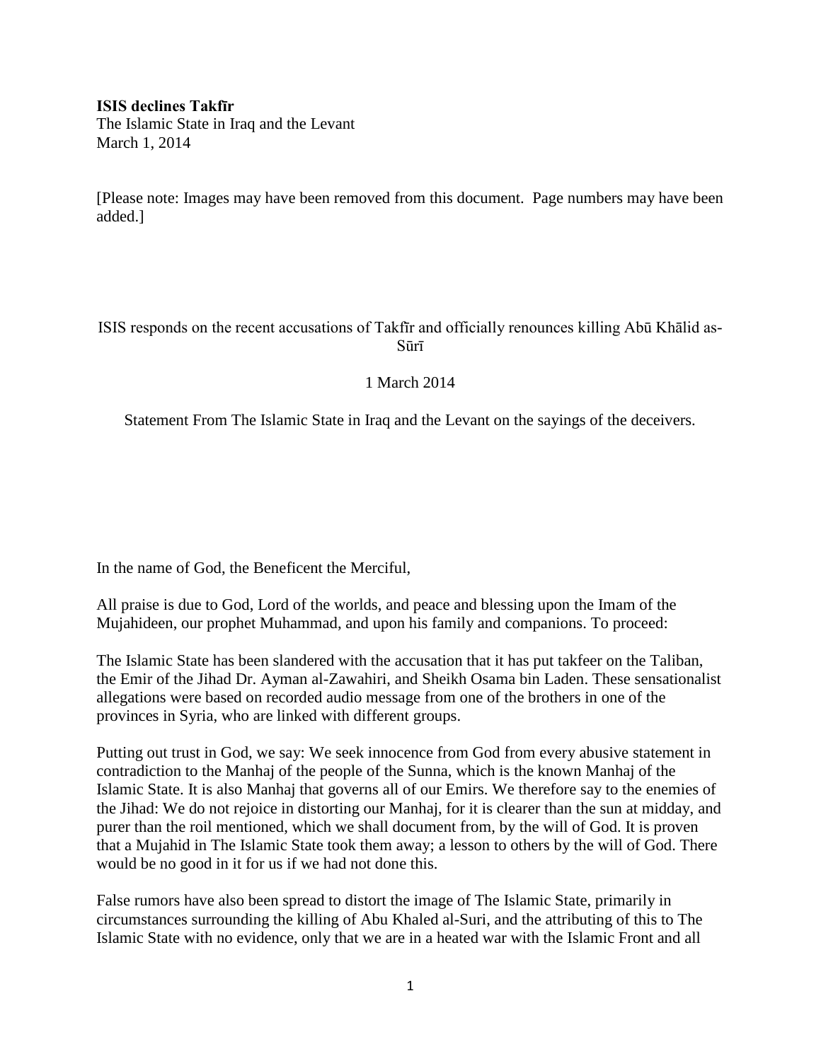**ISIS declines Takfīr**
The Islamic State in Iraq and the Levant
March 1, 2014

[Please note: Images may have been removed from this document. Page numbers may have been added.]

ISIS responds on the recent accusations of Takfīr and officially renounces killing Abū Khālid as-Sūrī

1 March 2014

Statement From The Islamic State in Iraq and the Levant on the sayings of the deceivers.

In the name of God, the Beneficent the Merciful,

All praise is due to God, Lord of the worlds, and peace and blessing upon the Imam of the Mujahideen, our prophet Muhammad, and upon his family and companions. To proceed:

The Islamic State has been slandered with the accusation that it has put takfeer on the Taliban, the Emir of the Jihad Dr. Ayman al-Zawahiri, and Sheikh Osama bin Laden. These sensationalist allegations were based on recorded audio message from one of the brothers in one of the provinces in Syria, who are linked with different groups.

Putting out trust in God, we say: We seek innocence from God from every abusive statement in contradiction to the Manhaj of the people of the Sunna, which is the known Manhaj of the Islamic State. It is also Manhaj that governs all of our Emirs. We therefore say to the enemies of the Jihad: We do not rejoice in distorting our Manhaj, for it is clearer than the sun at midday, and purer than the roil mentioned, which we shall document from, by the will of God. It is proven that a Mujahid in The Islamic State took them away; a lesson to others by the will of God. There would be no good in it for us if we had not done this.

False rumors have also been spread to distort the image of The Islamic State, primarily in circumstances surrounding the killing of Abu Khaled al-Suri, and the attributing of this to The Islamic State with no evidence, only that we are in a heated war with the Islamic Front and all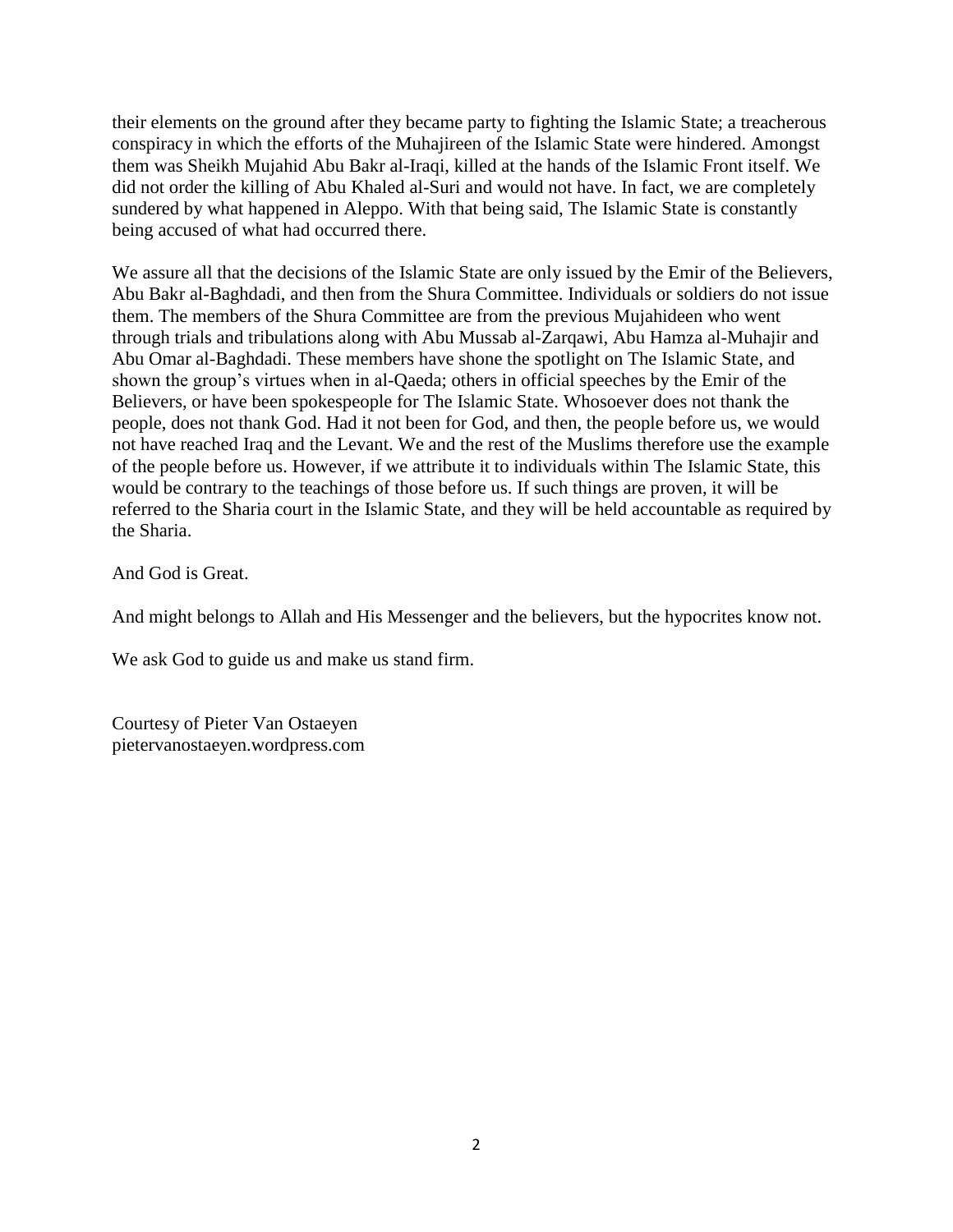their elements on the ground after they became party to fighting the Islamic State; a treacherous conspiracy in which the efforts of the Muhajireen of the Islamic State were hindered. Amongst them was Sheikh Mujahid Abu Bakr al-Iraqi, killed at the hands of the Islamic Front itself. We did not order the killing of Abu Khaled al-Suri and would not have. In fact, we are completely sundered by what happened in Aleppo. With that being said, The Islamic State is constantly being accused of what had occurred there.

We assure all that the decisions of the Islamic State are only issued by the Emir of the Believers, Abu Bakr al-Baghdadi, and then from the Shura Committee. Individuals or soldiers do not issue them. The members of the Shura Committee are from the previous Mujahideen who went through trials and tribulations along with Abu Mussab al-Zarqawi, Abu Hamza al-Muhajir and Abu Omar al-Baghdadi. These members have shone the spotlight on The Islamic State, and shown the group's virtues when in al-Qaeda; others in official speeches by the Emir of the Believers, or have been spokespeople for The Islamic State. Whosoever does not thank the people, does not thank God. Had it not been for God, and then, the people before us, we would not have reached Iraq and the Levant. We and the rest of the Muslims therefore use the example of the people before us. However, if we attribute it to individuals within The Islamic State, this would be contrary to the teachings of those before us. If such things are proven, it will be referred to the Sharia court in the Islamic State, and they will be held accountable as required by the Sharia.

And God is Great.

And might belongs to Allah and His Messenger and the believers, but the hypocrites know not.

We ask God to guide us and make us stand firm.

Courtesy of Pieter Van Ostaeyen
pietervanostaeyen.wordpress.com